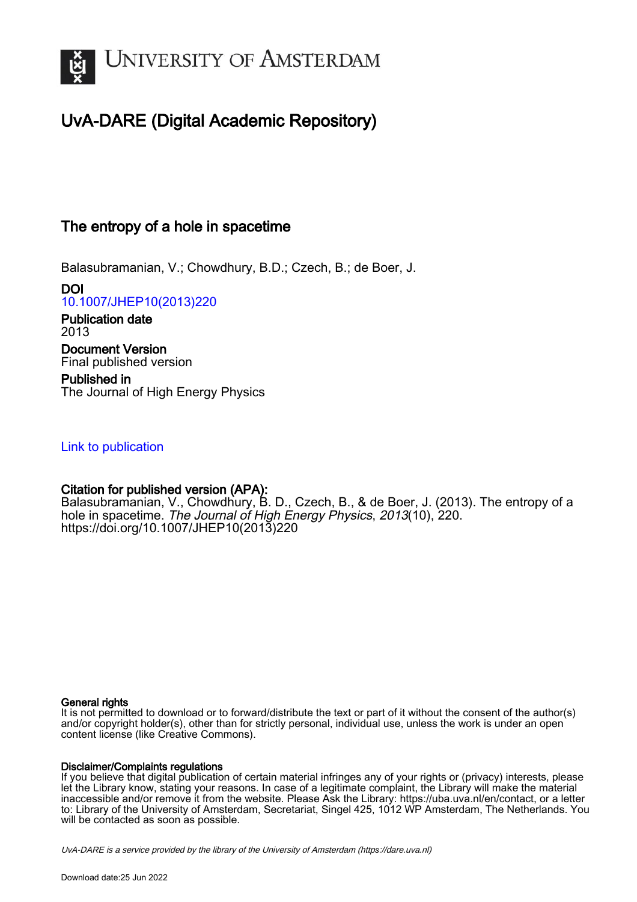# University of Amsterdam

## UvA-DARE (Digital Academic Repository)

### The entropy of a hole in spacetime

Balasubramanian, V.; Chowdhury, B.D.; Czech, B.; de Boer, J.

**DOI**
10.1007/JHEP10(2013)220

**Publication date**
2013

**Document Version**
Final published version

**Published in**
The Journal of High Energy Physics

Link to publication

**Citation for published version (APA):**
Balasubramanian, V., Chowdhury, B. D., Czech, B., & de Boer, J. (2013). The entropy of a hole in spacetime. *The Journal of High Energy Physics*, *2013*(10), 220. https://doi.org/10.1007/JHEP10(2013)220

**General rights**
It is not permitted to download or to forward/distribute the text or part of it without the consent of the author(s) and/or copyright holder(s), other than for strictly personal, individual use, unless the work is under an open content license (like Creative Commons).

**Disclaimer/Complaints regulations**
If you believe that digital publication of certain material infringes any of your rights or (privacy) interests, please let the Library know, stating your reasons. In case of a legitimate complaint, the Library will make the material inaccessible and/or remove it from the website. Please Ask the Library: https://uba.uva.nl/en/contact, or a letter to: Library of the University of Amsterdam, Secretariat, Singel 425, 1012 WP Amsterdam, The Netherlands. You will be contacted as soon as possible.

*UvA-DARE is a service provided by the library of the University of Amsterdam (https://dare.uva.nl)*

Download date:25 Jun 2022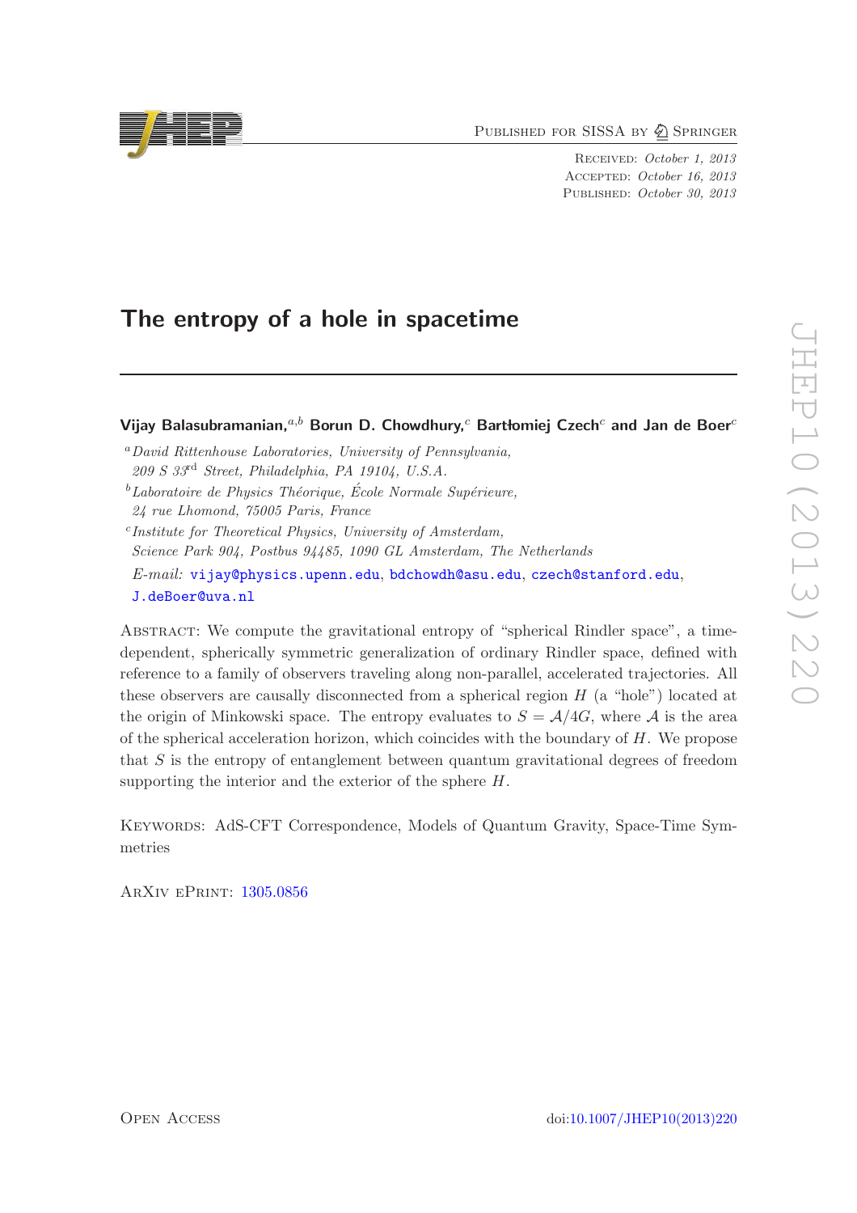# The entropy of a hole in spacetime

**Vijay Balasubramanian,[a,b] Borun D. Chowdhury,[c] Bartłomiej Czech[c] and Jan de Boer[c]**

[a] *David Rittenhouse Laboratories, University of Pennsylvania, 209 S 33[rd] Street, Philadelphia, PA 19104, U.S.A.*

[b] *Laboratoire de Physics Théorique, École Normale Supérieure, 24 rue Lhomond, 75005 Paris, France*

[c] *Institute for Theoretical Physics, University of Amsterdam, Science Park 904, Postbus 94485, 1090 GL Amsterdam, The Netherlands*

*E-mail:* vijay@physics.upenn.edu, bdchowdh@asu.edu, czech@stanford.edu, J.deBoer@uva.nl

Abstract: We compute the gravitational entropy of "spherical Rindler space", a time-dependent, spherically symmetric generalization of ordinary Rindler space, defined with reference to a family of observers traveling along non-parallel, accelerated trajectories. All these observers are causally disconnected from a spherical region $H$ (a "hole") located at the origin of Minkowski space. The entropy evaluates to $S = \mathcal{A}/4G$, where $\mathcal{A}$ is the area of the spherical acceleration horizon, which coincides with the boundary of $H$. We propose that $S$ is the entropy of entanglement between quantum gravitational degrees of freedom supporting the interior and the exterior of the sphere $H$.

Keywords: AdS-CFT Correspondence, Models of Quantum Gravity, Space-Time Symmetries

ArXiv ePrint: 1305.0856

Open Access

doi:10.1007/JHEP10(2013)220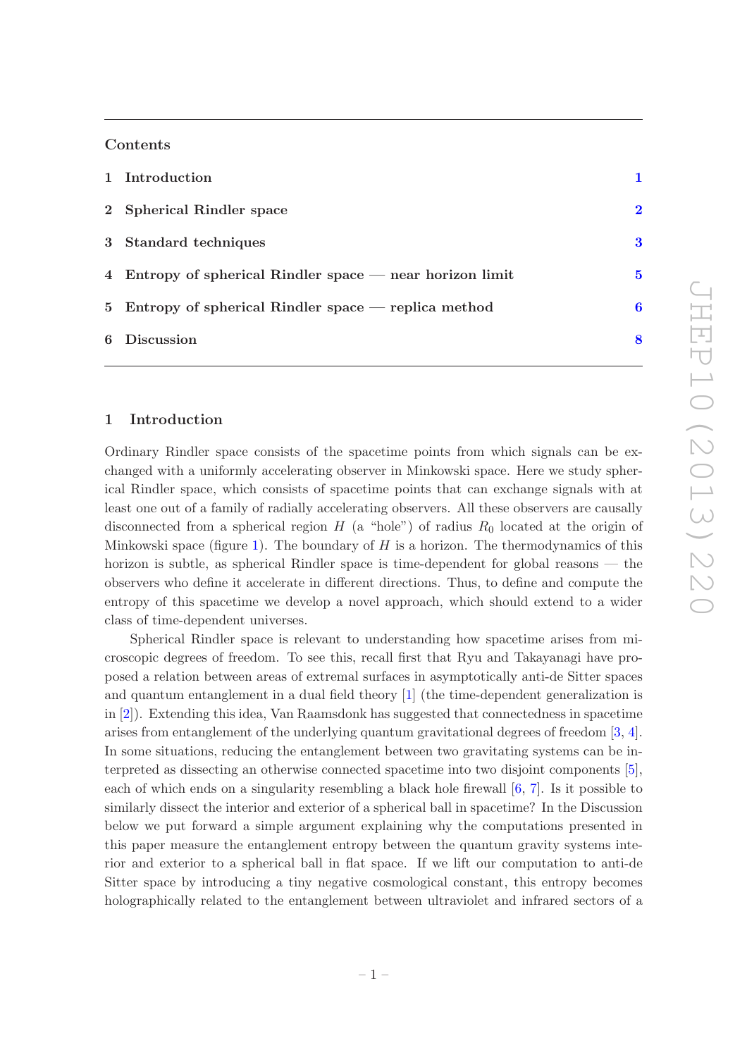## Contents

1 Introduction 1

2 Spherical Rindler space 2

3 Standard techniques 3

4 Entropy of spherical Rindler space — near horizon limit 5

5 Entropy of spherical Rindler space — replica method 6

6 Discussion 8

## 1 Introduction

Ordinary Rindler space consists of the spacetime points from which signals can be exchanged with a uniformly accelerating observer in Minkowski space. Here we study spherical Rindler space, which consists of spacetime points that can exchange signals with at least one out of a family of radially accelerating observers. All these observers are causally disconnected from a spherical region $H$ (a "hole") of radius $R_0$ located at the origin of Minkowski space (figure 1). The boundary of $H$ is a horizon. The thermodynamics of this horizon is subtle, as spherical Rindler space is time-dependent for global reasons — the observers who define it accelerate in different directions. Thus, to define and compute the entropy of this spacetime we develop a novel approach, which should extend to a wider class of time-dependent universes.

Spherical Rindler space is relevant to understanding how spacetime arises from microscopic degrees of freedom. To see this, recall first that Ryu and Takayanagi have proposed a relation between areas of extremal surfaces in asymptotically anti-de Sitter spaces and quantum entanglement in a dual field theory [1] (the time-dependent generalization is in [2]). Extending this idea, Van Raamsdonk has suggested that connectedness in spacetime arises from entanglement of the underlying quantum gravitational degrees of freedom [3, 4]. In some situations, reducing the entanglement between two gravitating systems can be interpreted as dissecting an otherwise connected spacetime into two disjoint components [5], each of which ends on a singularity resembling a black hole firewall [6, 7]. Is it possible to similarly dissect the interior and exterior of a spherical ball in spacetime? In the Discussion below we put forward a simple argument explaining why the computations presented in this paper measure the entanglement entropy between the quantum gravity systems interior and exterior to a spherical ball in flat space. If we lift our computation to anti-de Sitter space by introducing a tiny negative cosmological constant, this entropy becomes holographically related to the entanglement between ultraviolet and infrared sectors of a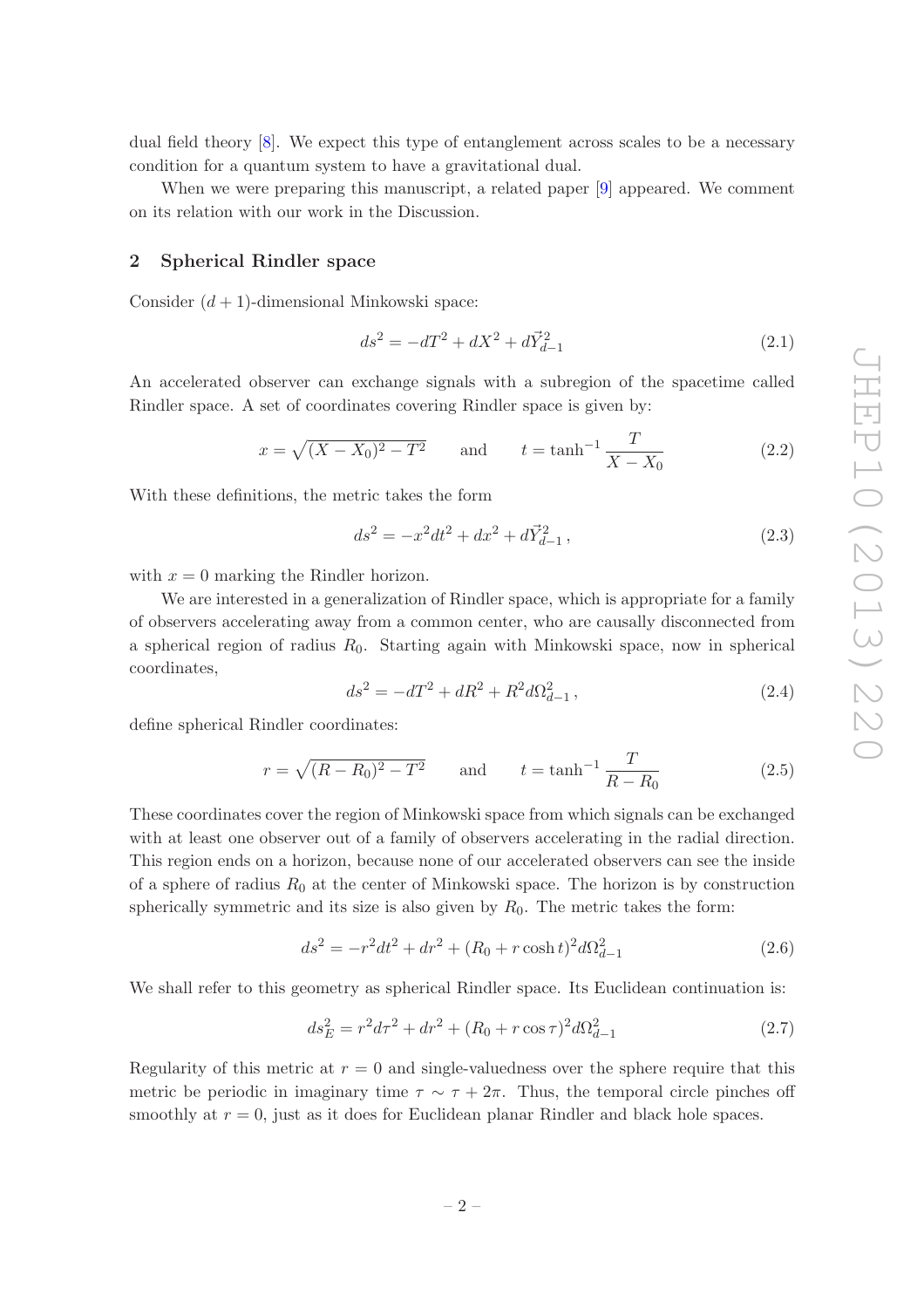dual field theory [8]. We expect this type of entanglement across scales to be a necessary condition for a quantum system to have a gravitational dual.

When we were preparing this manuscript, a related paper [9] appeared. We comment on its relation with our work in the Discussion.

## 2 Spherical Rindler space

Consider $(d+1)$-dimensional Minkowski space:

$$ds^2 = -dT^2 + dX^2 + d\vec{Y}_{d-1}^2 \tag{2.1}$$

An accelerated observer can exchange signals with a subregion of the spacetime called Rindler space. A set of coordinates covering Rindler space is given by:

$$x = \sqrt{(X - X_0)^2 - T^2} \qquad \text{and} \qquad t = \tanh^{-1} \frac{T}{X - X_0} \tag{2.2}$$

With these definitions, the metric takes the form

$$ds^2 = -x^2 dt^2 + dx^2 + d\vec{Y}_{d-1}^2\,, \tag{2.3}$$

with $x = 0$ marking the Rindler horizon.

We are interested in a generalization of Rindler space, which is appropriate for a family of observers accelerating away from a common center, who are causally disconnected from a spherical region of radius $R_0$. Starting again with Minkowski space, now in spherical coordinates,

$$ds^2 = -dT^2 + dR^2 + R^2 d\Omega_{d-1}^2\,, \tag{2.4}$$

define spherical Rindler coordinates:

$$r = \sqrt{(R - R_0)^2 - T^2} \qquad \text{and} \qquad t = \tanh^{-1} \frac{T}{R - R_0} \tag{2.5}$$

These coordinates cover the region of Minkowski space from which signals can be exchanged with at least one observer out of a family of observers accelerating in the radial direction. This region ends on a horizon, because none of our accelerated observers can see the inside of a sphere of radius $R_0$ at the center of Minkowski space. The horizon is by construction spherically symmetric and its size is also given by $R_0$. The metric takes the form:

$$ds^2 = -r^2 dt^2 + dr^2 + (R_0 + r\cosh t)^2 d\Omega_{d-1}^2 \tag{2.6}$$

We shall refer to this geometry as spherical Rindler space. Its Euclidean continuation is:

$$ds_E^2 = r^2 d\tau^2 + dr^2 + (R_0 + r\cos\tau)^2 d\Omega_{d-1}^2 \tag{2.7}$$

Regularity of this metric at $r = 0$ and single-valuedness over the sphere require that this metric be periodic in imaginary time $\tau \sim \tau + 2\pi$. Thus, the temporal circle pinches off smoothly at $r = 0$, just as it does for Euclidean planar Rindler and black hole spaces.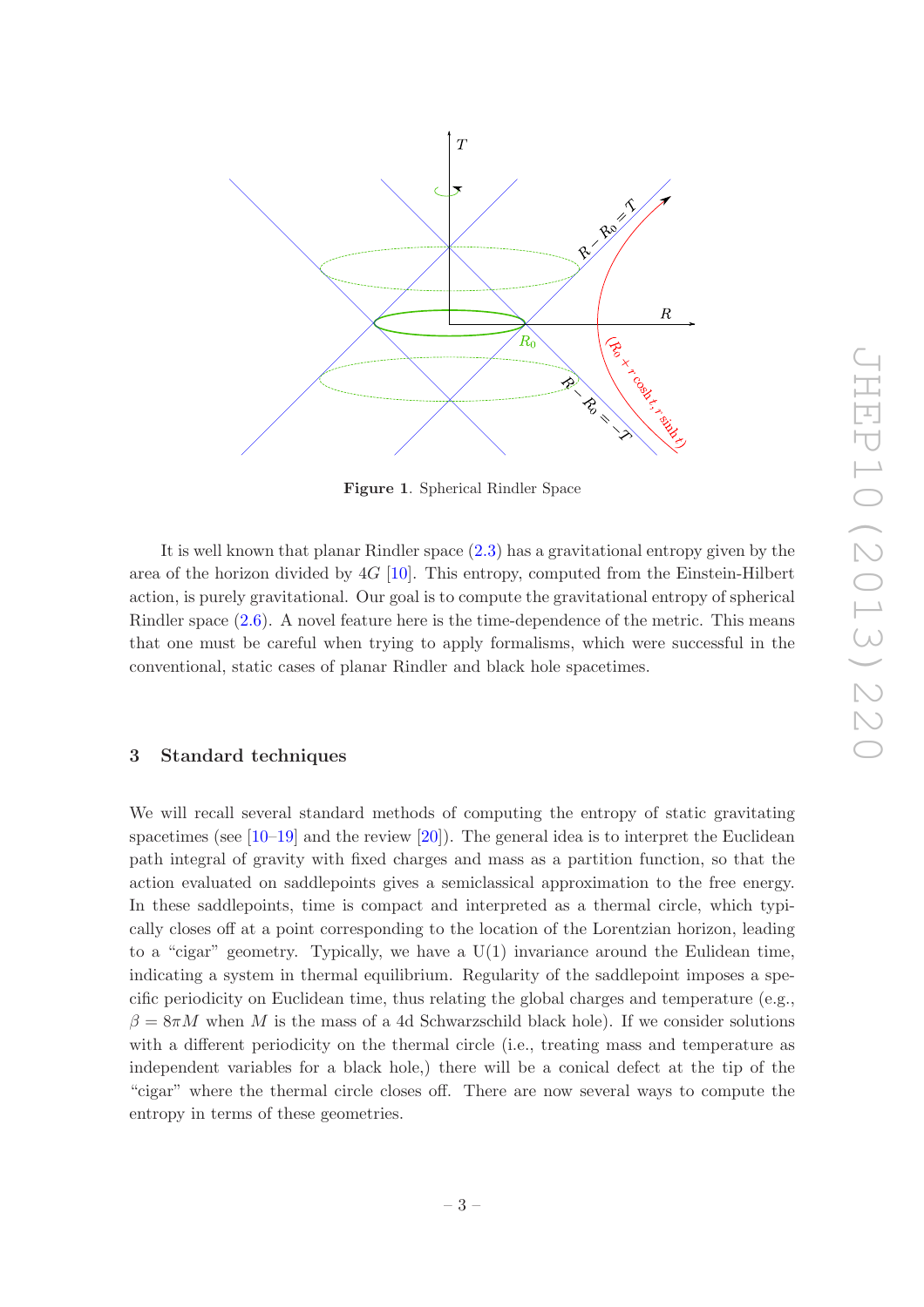**Figure 1**. Spherical Rindler Space

It is well known that planar Rindler space (2.3) has a gravitational entropy given by the area of the horizon divided by $4G$ [10]. This entropy, computed from the Einstein-Hilbert action, is purely gravitational. Our goal is to compute the gravitational entropy of spherical Rindler space (2.6). A novel feature here is the time-dependence of the metric. This means that one must be careful when trying to apply formalisms, which were successful in the conventional, static cases of planar Rindler and black hole spacetimes.

## 3 Standard techniques

We will recall several standard methods of computing the entropy of static gravitating spacetimes (see [10–19] and the review [20]). The general idea is to interpret the Euclidean path integral of gravity with fixed charges and mass as a partition function, so that the action evaluated on saddlepoints gives a semiclassical approximation to the free energy. In these saddlepoints, time is compact and interpreted as a thermal circle, which typically closes off at a point corresponding to the location of the Lorentzian horizon, leading to a "cigar" geometry. Typically, we have a U(1) invariance around the Eulidean time, indicating a system in thermal equilibrium. Regularity of the saddlepoint imposes a specific periodicity on Euclidean time, thus relating the global charges and temperature (e.g., $\beta = 8\pi M$ when $M$ is the mass of a 4d Schwarzschild black hole). If we consider solutions with a different periodicity on the thermal circle (i.e., treating mass and temperature as independent variables for a black hole,) there will be a conical defect at the tip of the "cigar" where the thermal circle closes off. There are now several ways to compute the entropy in terms of these geometries.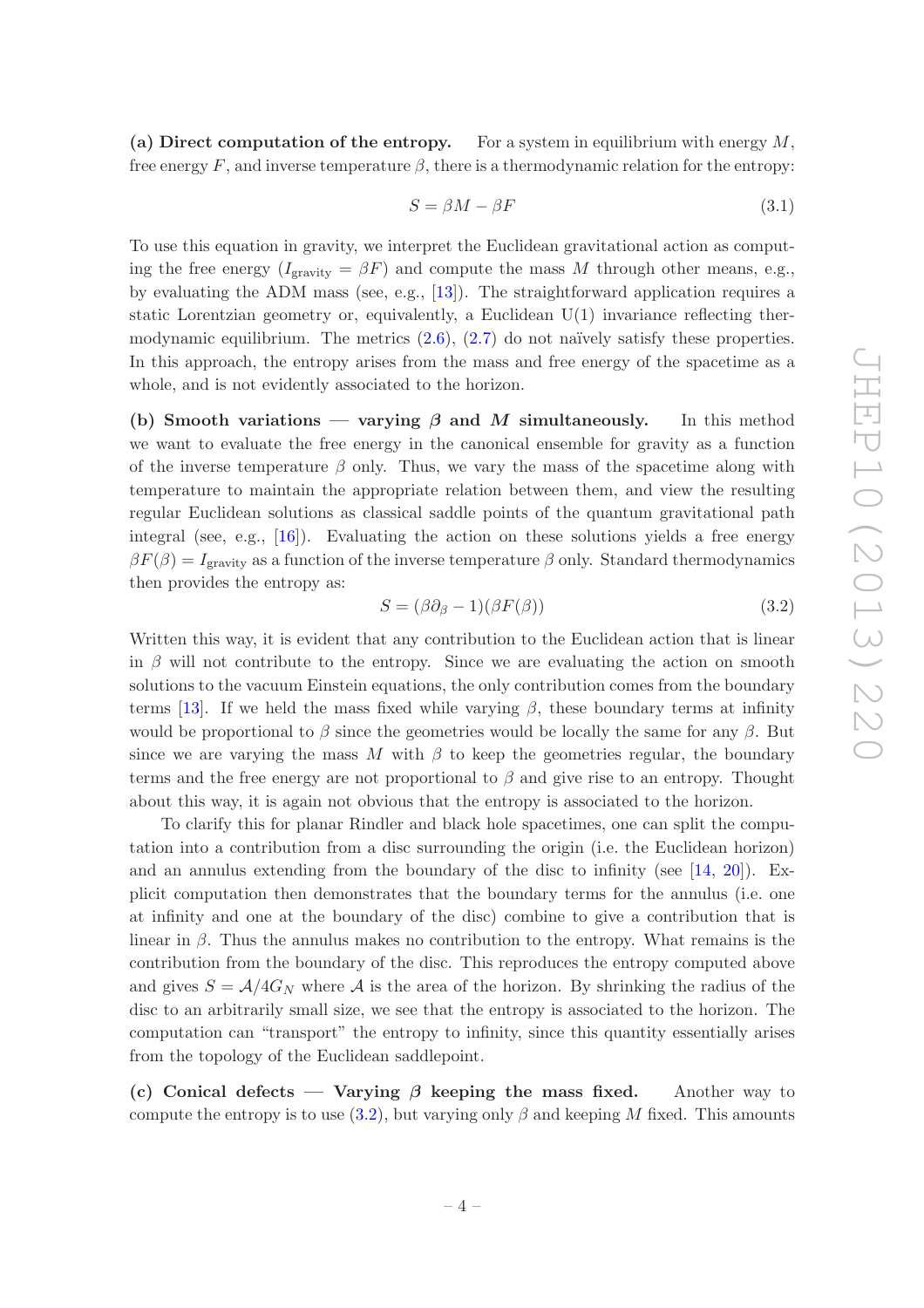**(a) Direct computation of the entropy.** For a system in equilibrium with energy $M$, free energy $F$, and inverse temperature $\beta$, there is a thermodynamic relation for the entropy:

$$S = \beta M - \beta F \tag{3.1}$$

To use this equation in gravity, we interpret the Euclidean gravitational action as computing the free energy ($I_{\text{gravity}} = \beta F$) and compute the mass $M$ through other means, e.g., by evaluating the ADM mass (see, e.g., [13]). The straightforward application requires a static Lorentzian geometry or, equivalently, a Euclidean U(1) invariance reflecting thermodynamic equilibrium. The metrics (2.6), (2.7) do not naïvely satisfy these properties. In this approach, the entropy arises from the mass and free energy of the spacetime as a whole, and is not evidently associated to the horizon.

**(b) Smooth variations — varying $\beta$ and $M$ simultaneously.** In this method we want to evaluate the free energy in the canonical ensemble for gravity as a function of the inverse temperature $\beta$ only. Thus, we vary the mass of the spacetime along with temperature to maintain the appropriate relation between them, and view the resulting regular Euclidean solutions as classical saddle points of the quantum gravitational path integral (see, e.g., [16]). Evaluating the action on these solutions yields a free energy $\beta F(\beta) = I_{\text{gravity}}$ as a function of the inverse temperature $\beta$ only. Standard thermodynamics then provides the entropy as:

$$S = (\beta \partial_\beta - 1)(\beta F(\beta)) \tag{3.2}$$

Written this way, it is evident that any contribution to the Euclidean action that is linear in $\beta$ will not contribute to the entropy. Since we are evaluating the action on smooth solutions to the vacuum Einstein equations, the only contribution comes from the boundary terms [13]. If we held the mass fixed while varying $\beta$, these boundary terms at infinity would be proportional to $\beta$ since the geometries would be locally the same for any $\beta$. But since we are varying the mass $M$ with $\beta$ to keep the geometries regular, the boundary terms and the free energy are not proportional to $\beta$ and give rise to an entropy. Thought about this way, it is again not obvious that the entropy is associated to the horizon.

To clarify this for planar Rindler and black hole spacetimes, one can split the computation into a contribution from a disc surrounding the origin (i.e. the Euclidean horizon) and an annulus extending from the boundary of the disc to infinity (see [14, 20]). Explicit computation then demonstrates that the boundary terms for the annulus (i.e. one at infinity and one at the boundary of the disc) combine to give a contribution that is linear in $\beta$. Thus the annulus makes no contribution to the entropy. What remains is the contribution from the boundary of the disc. This reproduces the entropy computed above and gives $S = \mathcal{A}/4G_N$ where $\mathcal{A}$ is the area of the horizon. By shrinking the radius of the disc to an arbitrarily small size, we see that the entropy is associated to the horizon. The computation can "transport" the entropy to infinity, since this quantity essentially arises from the topology of the Euclidean saddlepoint.

**(c) Conical defects — Varying $\beta$ keeping the mass fixed.** Another way to compute the entropy is to use (3.2), but varying only $\beta$ and keeping $M$ fixed. This amounts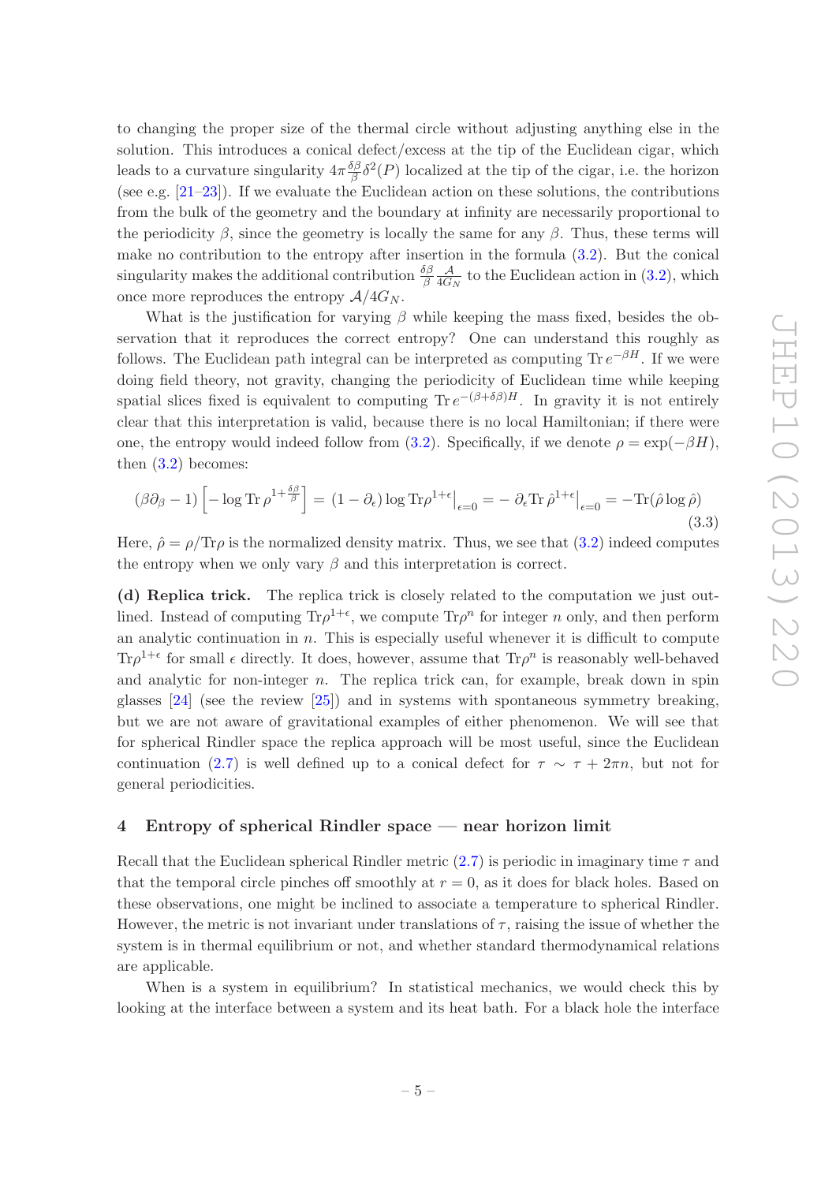to changing the proper size of the thermal circle without adjusting anything else in the solution. This introduces a conical defect/excess at the tip of the Euclidean cigar, which leads to a curvature singularity $4\pi \frac{\delta\beta}{\beta}\delta^2(P)$ localized at the tip of the cigar, i.e. the horizon (see e.g. [21–23]). If we evaluate the Euclidean action on these solutions, the contributions from the bulk of the geometry and the boundary at infinity are necessarily proportional to the periodicity $\beta$, since the geometry is locally the same for any $\beta$. Thus, these terms will make no contribution to the entropy after insertion in the formula (3.2). But the conical singularity makes the additional contribution $\frac{\delta\beta}{\beta}\frac{\mathcal{A}}{4G_N}$ to the Euclidean action in (3.2), which once more reproduces the entropy $\mathcal{A}/4G_N$.

What is the justification for varying $\beta$ while keeping the mass fixed, besides the observation that it reproduces the correct entropy? One can understand this roughly as follows. The Euclidean path integral can be interpreted as computing $\mathrm{Tr}\, e^{-\beta H}$. If we were doing field theory, not gravity, changing the periodicity of Euclidean time while keeping spatial slices fixed is equivalent to computing $\mathrm{Tr}\, e^{-(\beta+\delta\beta)H}$. In gravity it is not entirely clear that this interpretation is valid, because there is no local Hamiltonian; if there were one, the entropy would indeed follow from (3.2). Specifically, if we denote $\rho = \exp(-\beta H)$, then (3.2) becomes:

$$(\beta\partial_\beta - 1)\left[-\log \mathrm{Tr}\, \rho^{1+\frac{\delta\beta}{\beta}}\right] = (1-\partial_\epsilon)\log \mathrm{Tr}\rho^{1+\epsilon}\big|_{\epsilon=0} = -\,\partial_\epsilon \mathrm{Tr}\, \hat{\rho}^{1+\epsilon}\big|_{\epsilon=0} = -\mathrm{Tr}(\hat{\rho}\log\hat{\rho}) \tag{3.3}$$

Here, $\hat{\rho} = \rho/\mathrm{Tr}\rho$ is the normalized density matrix. Thus, we see that (3.2) indeed computes the entropy when we only vary $\beta$ and this interpretation is correct.

**(d) Replica trick.** The replica trick is closely related to the computation we just outlined. Instead of computing $\mathrm{Tr}\rho^{1+\epsilon}$, we compute $\mathrm{Tr}\rho^n$ for integer $n$ only, and then perform an analytic continuation in $n$. This is especially useful whenever it is difficult to compute $\mathrm{Tr}\rho^{1+\epsilon}$ for small $\epsilon$ directly. It does, however, assume that $\mathrm{Tr}\rho^n$ is reasonably well-behaved and analytic for non-integer $n$. The replica trick can, for example, break down in spin glasses [24] (see the review [25]) and in systems with spontaneous symmetry breaking, but we are not aware of gravitational examples of either phenomenon. We will see that for spherical Rindler space the replica approach will be most useful, since the Euclidean continuation (2.7) is well defined up to a conical defect for $\tau \sim \tau + 2\pi n$, but not for general periodicities.

## 4 Entropy of spherical Rindler space — near horizon limit

Recall that the Euclidean spherical Rindler metric (2.7) is periodic in imaginary time $\tau$ and that the temporal circle pinches off smoothly at $r = 0$, as it does for black holes. Based on these observations, one might be inclined to associate a temperature to spherical Rindler. However, the metric is not invariant under translations of $\tau$, raising the issue of whether the system is in thermal equilibrium or not, and whether standard thermodynamical relations are applicable.

When is a system in equilibrium? In statistical mechanics, we would check this by looking at the interface between a system and its heat bath. For a black hole the interface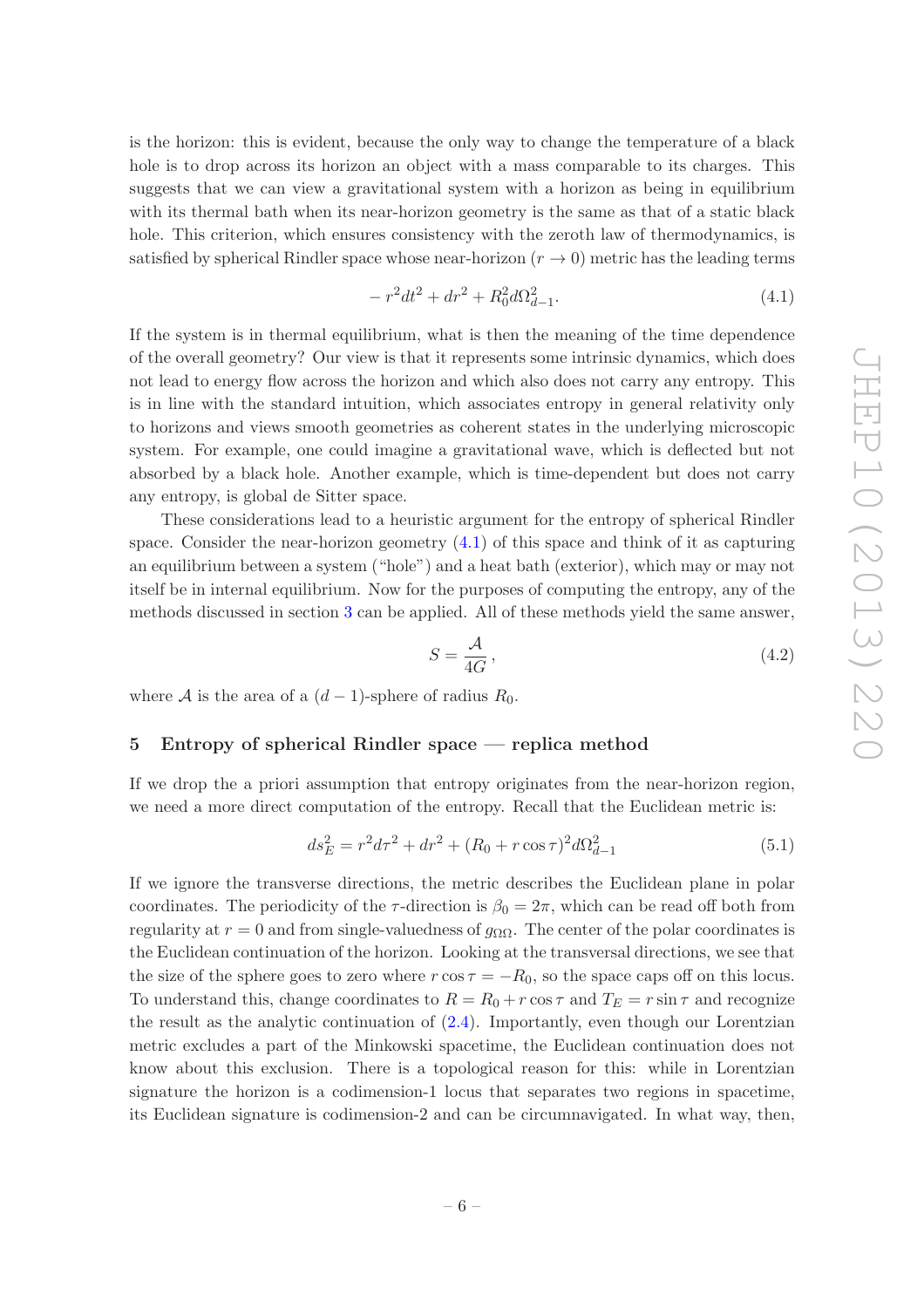is the horizon: this is evident, because the only way to change the temperature of a black hole is to drop across its horizon an object with a mass comparable to its charges. This suggests that we can view a gravitational system with a horizon as being in equilibrium with its thermal bath when its near-horizon geometry is the same as that of a static black hole. This criterion, which ensures consistency with the zeroth law of thermodynamics, is satisfied by spherical Rindler space whose near-horizon ($r \to 0$) metric has the leading terms

$$-r^2 dt^2 + dr^2 + R_0^2 d\Omega_{d-1}^2. \tag{4.1}$$

If the system is in thermal equilibrium, what is then the meaning of the time dependence of the overall geometry? Our view is that it represents some intrinsic dynamics, which does not lead to energy flow across the horizon and which also does not carry any entropy. This is in line with the standard intuition, which associates entropy in general relativity only to horizons and views smooth geometries as coherent states in the underlying microscopic system. For example, one could imagine a gravitational wave, which is deflected but not absorbed by a black hole. Another example, which is time-dependent but does not carry any entropy, is global de Sitter space.

These considerations lead to a heuristic argument for the entropy of spherical Rindler space. Consider the near-horizon geometry (4.1) of this space and think of it as capturing an equilibrium between a system ("hole") and a heat bath (exterior), which may or may not itself be in internal equilibrium. Now for the purposes of computing the entropy, any of the methods discussed in section 3 can be applied. All of these methods yield the same answer,

$$S = \frac{\mathcal{A}}{4G}, \tag{4.2}$$

where $\mathcal{A}$ is the area of a $(d-1)$-sphere of radius $R_0$.

## 5 Entropy of spherical Rindler space — replica method

If we drop the a priori assumption that entropy originates from the near-horizon region, we need a more direct computation of the entropy. Recall that the Euclidean metric is:

$$ds_E^2 = r^2 d\tau^2 + dr^2 + (R_0 + r\cos\tau)^2 d\Omega_{d-1}^2 \tag{5.1}$$

If we ignore the transverse directions, the metric describes the Euclidean plane in polar coordinates. The periodicity of the $\tau$-direction is $\beta_0 = 2\pi$, which can be read off both from regularity at $r = 0$ and from single-valuedness of $g_{\Omega\Omega}$. The center of the polar coordinates is the Euclidean continuation of the horizon. Looking at the transversal directions, we see that the size of the sphere goes to zero where $r\cos\tau = -R_0$, so the space caps off on this locus. To understand this, change coordinates to $R = R_0 + r\cos\tau$ and $T_E = r\sin\tau$ and recognize the result as the analytic continuation of (2.4). Importantly, even though our Lorentzian metric excludes a part of the Minkowski spacetime, the Euclidean continuation does not know about this exclusion. There is a topological reason for this: while in Lorentzian signature the horizon is a codimension-1 locus that separates two regions in spacetime, its Euclidean signature is codimension-2 and can be circumnavigated. In what way, then,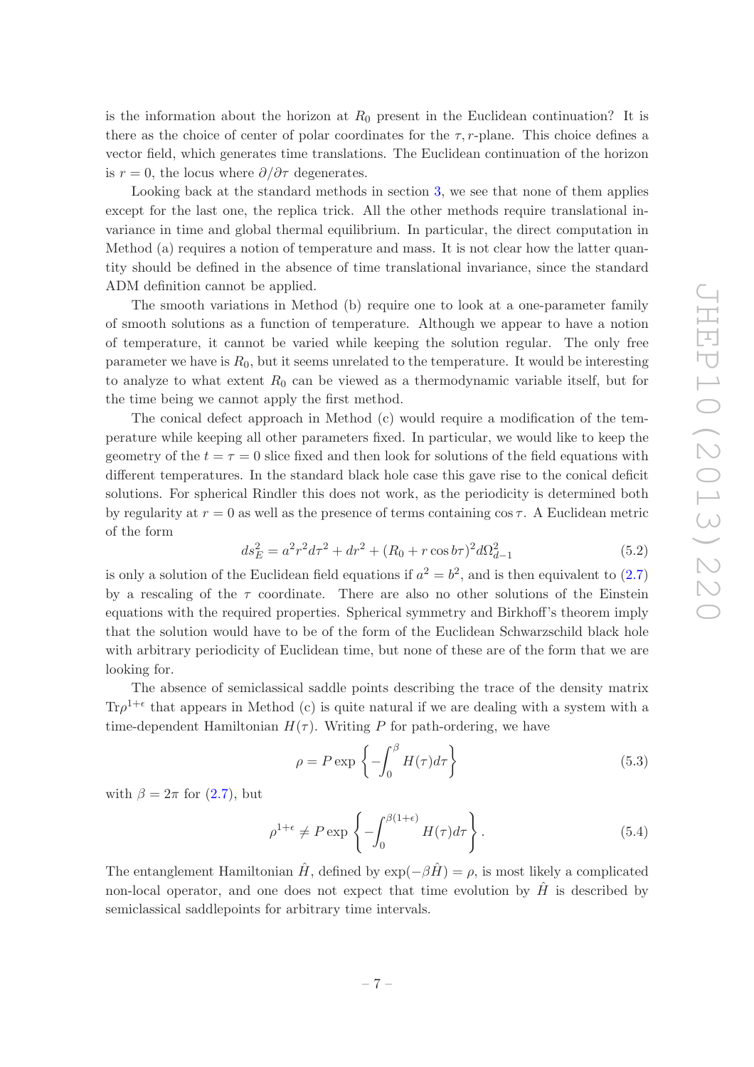is the information about the horizon at $R_0$ present in the Euclidean continuation? It is there as the choice of center of polar coordinates for the $\tau, r$-plane. This choice defines a vector field, which generates time translations. The Euclidean continuation of the horizon is $r = 0$, the locus where $\partial/\partial\tau$ degenerates.

Looking back at the standard methods in section 3, we see that none of them applies except for the last one, the replica trick. All the other methods require translational invariance in time and global thermal equilibrium. In particular, the direct computation in Method (a) requires a notion of temperature and mass. It is not clear how the latter quantity should be defined in the absence of time translational invariance, since the standard ADM definition cannot be applied.

The smooth variations in Method (b) require one to look at a one-parameter family of smooth solutions as a function of temperature. Although we appear to have a notion of temperature, it cannot be varied while keeping the solution regular. The only free parameter we have is $R_0$, but it seems unrelated to the temperature. It would be interesting to analyze to what extent $R_0$ can be viewed as a thermodynamic variable itself, but for the time being we cannot apply the first method.

The conical defect approach in Method (c) would require a modification of the temperature while keeping all other parameters fixed. In particular, we would like to keep the geometry of the $t = \tau = 0$ slice fixed and then look for solutions of the field equations with different temperatures. In the standard black hole case this gave rise to the conical deficit solutions. For spherical Rindler this does not work, as the periodicity is determined both by regularity at $r = 0$ as well as the presence of terms containing $\cos\tau$. A Euclidean metric of the form

$$ds_E^2 = a^2 r^2 d\tau^2 + dr^2 + (R_0 + r\cos b\tau)^2 d\Omega_{d-1}^2 \tag{5.2}$$

is only a solution of the Euclidean field equations if $a^2 = b^2$, and is then equivalent to (2.7) by a rescaling of the $\tau$ coordinate. There are also no other solutions of the Einstein equations with the required properties. Spherical symmetry and Birkhoff's theorem imply that the solution would have to be of the form of the Euclidean Schwarzschild black hole with arbitrary periodicity of Euclidean time, but none of these are of the form that we are looking for.

The absence of semiclassical saddle points describing the trace of the density matrix $\mathrm{Tr}\rho^{1+\epsilon}$ that appears in Method (c) is quite natural if we are dealing with a system with a time-dependent Hamiltonian $H(\tau)$. Writing $P$ for path-ordering, we have

$$\rho = P\exp\left\{-\int_0^\beta H(\tau)d\tau\right\} \tag{5.3}$$

with $\beta = 2\pi$ for (2.7), but

$$\rho^{1+\epsilon} \neq P\exp\left\{-\int_0^{\beta(1+\epsilon)} H(\tau)d\tau\right\}. \tag{5.4}$$

The entanglement Hamiltonian $\hat{H}$, defined by $\exp(-\beta\hat{H}) = \rho$, is most likely a complicated non-local operator, and one does not expect that time evolution by $\hat{H}$ is described by semiclassical saddlepoints for arbitrary time intervals.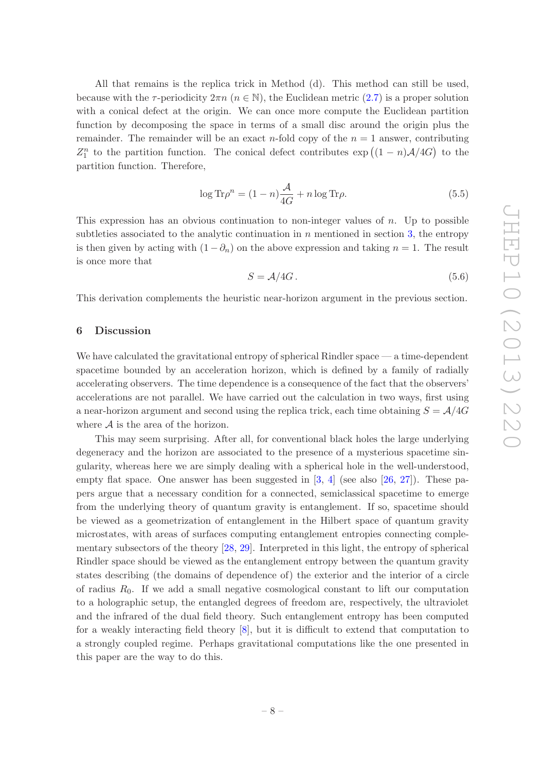All that remains is the replica trick in Method (d). This method can still be used, because with the $\tau$-periodicity $2\pi n$ ($n \in \mathbb{N}$), the Euclidean metric (2.7) is a proper solution with a conical defect at the origin. We can once more compute the Euclidean partition function by decomposing the space in terms of a small disc around the origin plus the remainder. The remainder will be an exact $n$-fold copy of the $n = 1$ answer, contributing $Z_1^n$ to the partition function. The conical defect contributes $\exp\big((1 - n)\mathcal{A}/4G\big)$ to the partition function. Therefore,

$$\log \mathrm{Tr}\rho^n = (1-n)\frac{\mathcal{A}}{4G} + n \log \mathrm{Tr}\rho. \tag{5.5}$$

This expression has an obvious continuation to non-integer values of $n$. Up to possible subtleties associated to the analytic continuation in $n$ mentioned in section 3, the entropy is then given by acting with $(1 - \partial_n)$ on the above expression and taking $n = 1$. The result is once more that

$$S = \mathcal{A}/4G\,. \tag{5.6}$$

This derivation complements the heuristic near-horizon argument in the previous section.

## 6 Discussion

We have calculated the gravitational entropy of spherical Rindler space — a time-dependent spacetime bounded by an acceleration horizon, which is defined by a family of radially accelerating observers. The time dependence is a consequence of the fact that the observers' accelerations are not parallel. We have carried out the calculation in two ways, first using a near-horizon argument and second using the replica trick, each time obtaining $S = \mathcal{A}/4G$ where $\mathcal{A}$ is the area of the horizon.

This may seem surprising. After all, for conventional black holes the large underlying degeneracy and the horizon are associated to the presence of a mysterious spacetime singularity, whereas here we are simply dealing with a spherical hole in the well-understood, empty flat space. One answer has been suggested in [3, 4] (see also [26, 27]). These papers argue that a necessary condition for a connected, semiclassical spacetime to emerge from the underlying theory of quantum gravity is entanglement. If so, spacetime should be viewed as a geometrization of entanglement in the Hilbert space of quantum gravity microstates, with areas of surfaces computing entanglement entropies connecting complementary subsectors of the theory [28, 29]. Interpreted in this light, the entropy of spherical Rindler space should be viewed as the entanglement entropy between the quantum gravity states describing (the domains of dependence of) the exterior and the interior of a circle of radius $R_0$. If we add a small negative cosmological constant to lift our computation to a holographic setup, the entangled degrees of freedom are, respectively, the ultraviolet and the infrared of the dual field theory. Such entanglement entropy has been computed for a weakly interacting field theory [8], but it is difficult to extend that computation to a strongly coupled regime. Perhaps gravitational computations like the one presented in this paper are the way to do this.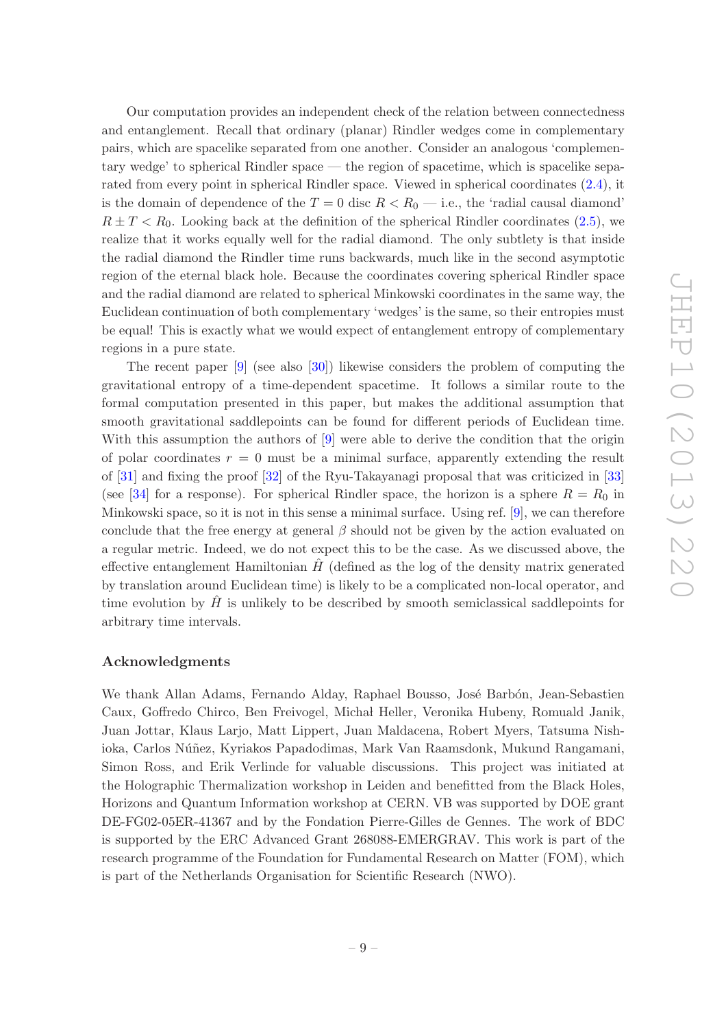Our computation provides an independent check of the relation between connectedness and entanglement. Recall that ordinary (planar) Rindler wedges come in complementary pairs, which are spacelike separated from one another. Consider an analogous 'complementary wedge' to spherical Rindler space — the region of spacetime, which is spacelike separated from every point in spherical Rindler space. Viewed in spherical coordinates (2.4), it is the domain of dependence of the $T = 0$ disc $R < R_0$ — i.e., the 'radial causal diamond' $R \pm T < R_0$. Looking back at the definition of the spherical Rindler coordinates (2.5), we realize that it works equally well for the radial diamond. The only subtlety is that inside the radial diamond the Rindler time runs backwards, much like in the second asymptotic region of the eternal black hole. Because the coordinates covering spherical Rindler space and the radial diamond are related to spherical Minkowski coordinates in the same way, the Euclidean continuation of both complementary 'wedges' is the same, so their entropies must be equal! This is exactly what we would expect of entanglement entropy of complementary regions in a pure state.

The recent paper [9] (see also [30]) likewise considers the problem of computing the gravitational entropy of a time-dependent spacetime. It follows a similar route to the formal computation presented in this paper, but makes the additional assumption that smooth gravitational saddlepoints can be found for different periods of Euclidean time. With this assumption the authors of [9] were able to derive the condition that the origin of polar coordinates $r = 0$ must be a minimal surface, apparently extending the result of [31] and fixing the proof [32] of the Ryu-Takayanagi proposal that was criticized in [33] (see [34] for a response). For spherical Rindler space, the horizon is a sphere $R = R_0$ in Minkowski space, so it is not in this sense a minimal surface. Using ref. [9], we can therefore conclude that the free energy at general $\beta$ should not be given by the action evaluated on a regular metric. Indeed, we do not expect this to be the case. As we discussed above, the effective entanglement Hamiltonian $\hat{H}$ (defined as the log of the density matrix generated by translation around Euclidean time) is likely to be a complicated non-local operator, and time evolution by $\hat{H}$ is unlikely to be described by smooth semiclassical saddlepoints for arbitrary time intervals.

## Acknowledgments

We thank Allan Adams, Fernando Alday, Raphael Bousso, José Barbón, Jean-Sebastien Caux, Goffredo Chirco, Ben Freivogel, Michał Heller, Veronika Hubeny, Romuald Janik, Juan Jottar, Klaus Larjo, Matt Lippert, Juan Maldacena, Robert Myers, Tatsuma Nishioka, Carlos Núñez, Kyriakos Papadodimas, Mark Van Raamsdonk, Mukund Rangamani, Simon Ross, and Erik Verlinde for valuable discussions. This project was initiated at the Holographic Thermalization workshop in Leiden and benefitted from the Black Holes, Horizons and Quantum Information workshop at CERN. VB was supported by DOE grant DE-FG02-05ER-41367 and by the Fondation Pierre-Gilles de Gennes. The work of BDC is supported by the ERC Advanced Grant 268088-EMERGRAV. This work is part of the research programme of the Foundation for Fundamental Research on Matter (FOM), which is part of the Netherlands Organisation for Scientific Research (NWO).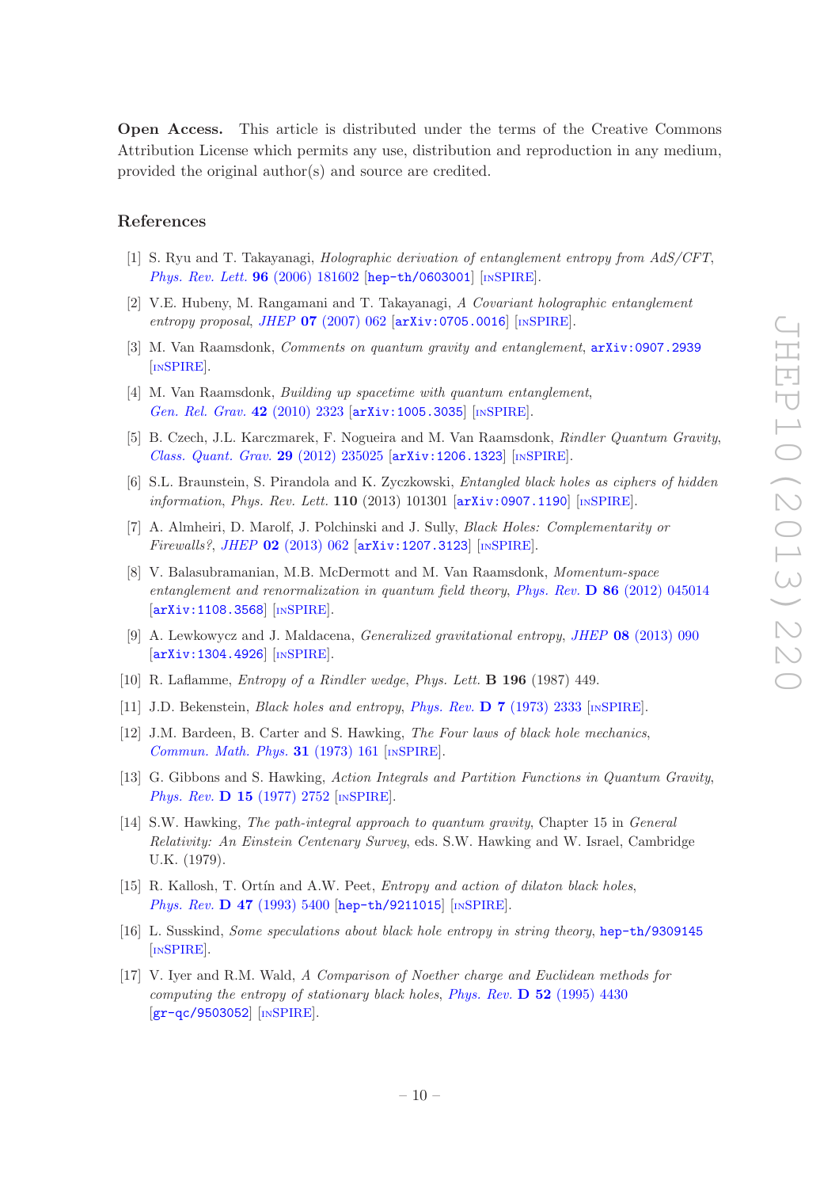**Open Access.** This article is distributed under the terms of the Creative Commons Attribution License which permits any use, distribution and reproduction in any medium, provided the original author(s) and source are credited.

## References

[1] S. Ryu and T. Takayanagi, *Holographic derivation of entanglement entropy from AdS/CFT*, *Phys. Rev. Lett.* **96** (2006) 181602 [hep-th/0603001] [INSPIRE].

[2] V.E. Hubeny, M. Rangamani and T. Takayanagi, *A Covariant holographic entanglement entropy proposal*, *JHEP* **07** (2007) 062 [arXiv:0705.0016] [INSPIRE].

[3] M. Van Raamsdonk, *Comments on quantum gravity and entanglement*, arXiv:0907.2939 [INSPIRE].

[4] M. Van Raamsdonk, *Building up spacetime with quantum entanglement*, *Gen. Rel. Grav.* **42** (2010) 2323 [arXiv:1005.3035] [INSPIRE].

[5] B. Czech, J.L. Karczmarek, F. Nogueira and M. Van Raamsdonk, *Rindler Quantum Gravity*, *Class. Quant. Grav.* **29** (2012) 235025 [arXiv:1206.1323] [INSPIRE].

[6] S.L. Braunstein, S. Pirandola and K. Zyczkowski, *Entangled black holes as ciphers of hidden information*, Phys. Rev. Lett. **110** (2013) 101301 [arXiv:0907.1190] [INSPIRE].

[7] A. Almheiri, D. Marolf, J. Polchinski and J. Sully, *Black Holes: Complementarity or Firewalls?*, *JHEP* **02** (2013) 062 [arXiv:1207.3123] [INSPIRE].

[8] V. Balasubramanian, M.B. McDermott and M. Van Raamsdonk, *Momentum-space entanglement and renormalization in quantum field theory*, *Phys. Rev.* **D 86** (2012) 045014 [arXiv:1108.3568] [INSPIRE].

[9] A. Lewkowycz and J. Maldacena, *Generalized gravitational entropy*, *JHEP* **08** (2013) 090 [arXiv:1304.4926] [INSPIRE].

[10] R. Laflamme, *Entropy of a Rindler wedge*, Phys. Lett. **B 196** (1987) 449.

[11] J.D. Bekenstein, *Black holes and entropy*, *Phys. Rev.* **D 7** (1973) 2333 [INSPIRE].

[12] J.M. Bardeen, B. Carter and S. Hawking, *The Four laws of black hole mechanics*, *Commun. Math. Phys.* **31** (1973) 161 [INSPIRE].

[13] G. Gibbons and S. Hawking, *Action Integrals and Partition Functions in Quantum Gravity*, *Phys. Rev.* **D 15** (1977) 2752 [INSPIRE].

[14] S.W. Hawking, *The path-integral approach to quantum gravity*, Chapter 15 in *General Relativity: An Einstein Centenary Survey*, eds. S.W. Hawking and W. Israel, Cambridge U.K. (1979).

[15] R. Kallosh, T. Ortín and A.W. Peet, *Entropy and action of dilaton black holes*, *Phys. Rev.* **D 47** (1993) 5400 [hep-th/9211015] [INSPIRE].

[16] L. Susskind, *Some speculations about black hole entropy in string theory*, hep-th/9309145 [INSPIRE].

[17] V. Iyer and R.M. Wald, *A Comparison of Noether charge and Euclidean methods for computing the entropy of stationary black holes*, *Phys. Rev.* **D 52** (1995) 4430 [gr-qc/9503052] [INSPIRE].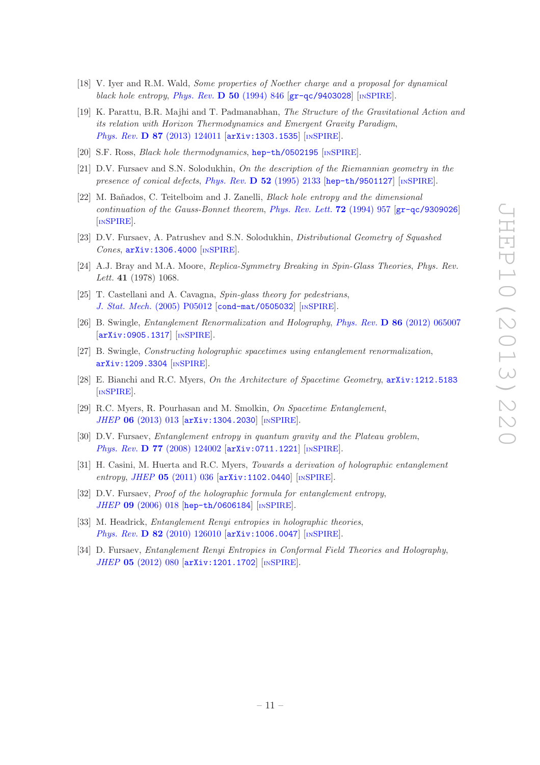[18] V. Iyer and R.M. Wald, *Some properties of Noether charge and a proposal for dynamical black hole entropy*, Phys. Rev. **D 50** (1994) 846 [gr-qc/9403028] [INSPIRE].

[19] K. Parattu, B.R. Majhi and T. Padmanabhan, *The Structure of the Gravitational Action and its relation with Horizon Thermodynamics and Emergent Gravity Paradigm*, Phys. Rev. **D 87** (2013) 124011 [arXiv:1303.1535] [INSPIRE].

[20] S.F. Ross, *Black hole thermodynamics*, hep-th/0502195 [INSPIRE].

[21] D.V. Fursaev and S.N. Solodukhin, *On the description of the Riemannian geometry in the presence of conical defects*, Phys. Rev. **D 52** (1995) 2133 [hep-th/9501127] [INSPIRE].

[22] M. Bañados, C. Teitelboim and J. Zanelli, *Black hole entropy and the dimensional continuation of the Gauss-Bonnet theorem*, Phys. Rev. Lett. **72** (1994) 957 [gr-qc/9309026] [INSPIRE].

[23] D.V. Fursaev, A. Patrushev and S.N. Solodukhin, *Distributional Geometry of Squashed Cones*, arXiv:1306.4000 [INSPIRE].

[24] A.J. Bray and M.A. Moore, *Replica-Symmetry Breaking in Spin-Glass Theories*, Phys. Rev. Lett. **41** (1978) 1068.

[25] T. Castellani and A. Cavagna, *Spin-glass theory for pedestrians*, J. Stat. Mech. (2005) P05012 [cond-mat/0505032] [INSPIRE].

[26] B. Swingle, *Entanglement Renormalization and Holography*, Phys. Rev. **D 86** (2012) 065007 [arXiv:0905.1317] [INSPIRE].

[27] B. Swingle, *Constructing holographic spacetimes using entanglement renormalization*, arXiv:1209.3304 [INSPIRE].

[28] E. Bianchi and R.C. Myers, *On the Architecture of Spacetime Geometry*, arXiv:1212.5183 [INSPIRE].

[29] R.C. Myers, R. Pourhasan and M. Smolkin, *On Spacetime Entanglement*, JHEP **06** (2013) 013 [arXiv:1304.2030] [INSPIRE].

[30] D.V. Fursaev, *Entanglement entropy in quantum gravity and the Plateau groblem*, Phys. Rev. **D 77** (2008) 124002 [arXiv:0711.1221] [INSPIRE].

[31] H. Casini, M. Huerta and R.C. Myers, *Towards a derivation of holographic entanglement entropy*, JHEP **05** (2011) 036 [arXiv:1102.0440] [INSPIRE].

[32] D.V. Fursaev, *Proof of the holographic formula for entanglement entropy*, JHEP **09** (2006) 018 [hep-th/0606184] [INSPIRE].

[33] M. Headrick, *Entanglement Renyi entropies in holographic theories*, Phys. Rev. **D 82** (2010) 126010 [arXiv:1006.0047] [INSPIRE].

[34] D. Fursaev, *Entanglement Renyi Entropies in Conformal Field Theories and Holography*, JHEP **05** (2012) 080 [arXiv:1201.1702] [INSPIRE].